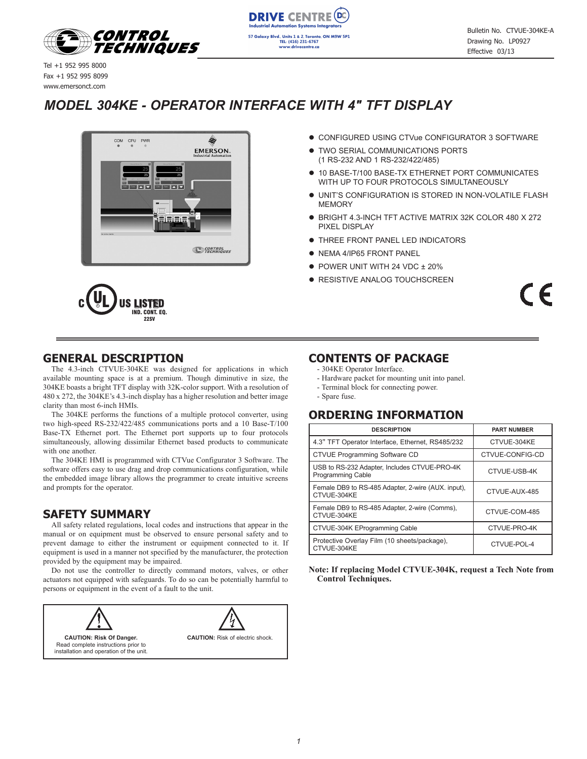Tel +1 952 995 8000
Fax +1 952 995 8099
www.emersonct.com

DRIVE CENTRE
Industrial Automation Systems Integrators
57 Galaxy Blvd., Units 1 & 2, Toronto, ON M9W 5P1
TEL: (416) 231-6767
www.drivecentre.ca

Bulletin No. CTVUE-304KE-A
Drawing No. LP0927
Effective 03/13

# MODEL 304KE - OPERATOR INTERFACE WITH 4" TFT DISPLAY

- CONFIGURED USING CTVue CONFIGURATOR 3 SOFTWARE
- TWO SERIAL COMMUNICATIONS PORTS (1 RS-232 AND 1 RS-232/422/485)
- 10 BASE-T/100 BASE-TX ETHERNET PORT COMMUNICATES WITH UP TO FOUR PROTOCOLS SIMULTANEOUSLY
- UNIT'S CONFIGURATION IS STORED IN NON-VOLATILE FLASH MEMORY
- BRIGHT 4.3-INCH TFT ACTIVE MATRIX 32K COLOR 480 X 272 PIXEL DISPLAY
- THREE FRONT PANEL LED INDICATORS
- NEMA 4/IP65 FRONT PANEL
- POWER UNIT WITH 24 VDC ± 20%
- RESISTIVE ANALOG TOUCHSCREEN

c UL US LISTED
IND. CONT. EQ.
22SV

## GENERAL DESCRIPTION

The 4.3-inch CTVUE-304KE was designed for applications in which available mounting space is at a premium. Though diminutive in size, the 304KE boasts a bright TFT display with 32K-color support. With a resolution of 480 x 272, the 304KE's 4.3-inch display has a higher resolution and better image clarity than most 6-inch HMIs.

The 304KE performs the functions of a multiple protocol converter, using two high-speed RS-232/422/485 communications ports and a 10 Base-T/100 Base-TX Ethernet port. The Ethernet port supports up to four protocols simultaneously, allowing dissimilar Ethernet based products to communicate with one another.

The 304KE HMI is programmed with CTVue Configurator 3 Software. The software offers easy to use drag and drop communications configuration, while the embedded image library allows the programmer to create intuitive screens and prompts for the operator.

## SAFETY SUMMARY

All safety related regulations, local codes and instructions that appear in the manual or on equipment must be observed to ensure personal safety and to prevent damage to either the instrument or equipment connected to it. If equipment is used in a manner not specified by the manufacturer, the protection provided by the equipment may be impaired.

Do not use the controller to directly command motors, valves, or other actuators not equipped with safeguards. To do so can be potentially harmful to persons or equipment in the event of a fault to the unit.

**CAUTION: Risk Of Danger.**
Read complete instructions prior to installation and operation of the unit.

**CAUTION:** Risk of electric shock.

## CONTENTS OF PACKAGE

- 304KE Operator Interface.
- Hardware packet for mounting unit into panel.
- Terminal block for connecting power.
- Spare fuse.

## ORDERING INFORMATION

| DESCRIPTION | PART NUMBER |
|---|---|
| 4.3" TFT Operator Interface, Ethernet, RS485/232 | CTVUE-304KE |
| CTVUE Programming Software CD | CTVUE-CONFIG-CD |
| USB to RS-232 Adapter, Includes CTVUE-PRO-4K Programming Cable | CTVUE-USB-4K |
| Female DB9 to RS-485 Adapter, 2-wire (AUX. input), CTVUE-304KE | CTVUE-AUX-485 |
| Female DB9 to RS-485 Adapter, 2-wire (Comms), CTVUE-304KE | CTVUE-COM-485 |
| CTVUE-304K EProgramming Cable | CTVUE-PRO-4K |
| Protective Overlay Film (10 sheets/package), CTVUE-304KE | CTVUE-POL-4 |

**Note: If replacing Model CTVUE-304K, request a Tech Note from Control Techniques.**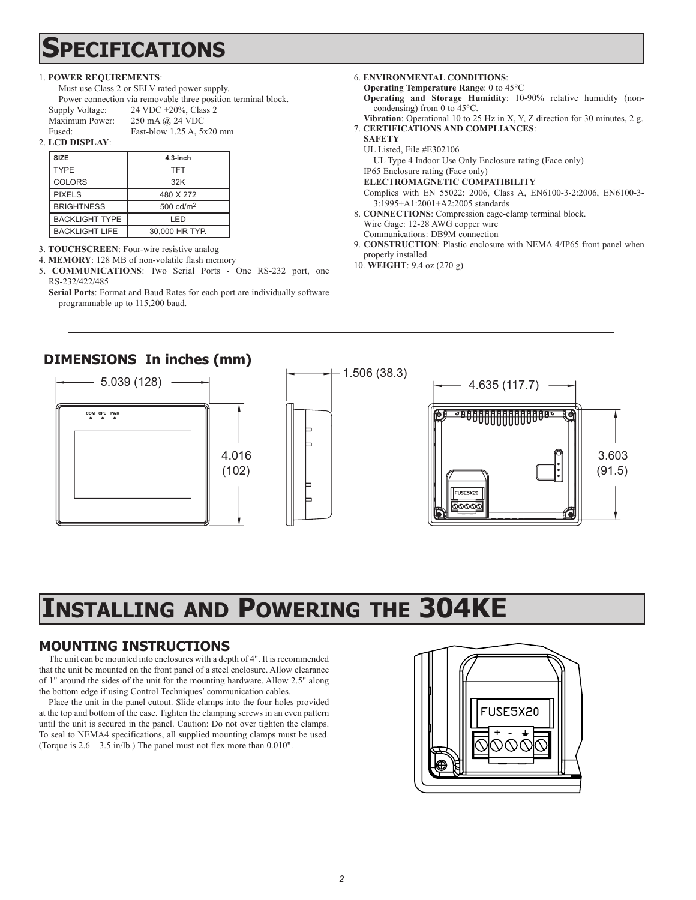# SPECIFICATIONS

1. **POWER REQUIREMENTS**:
   Must use Class 2 or SELV rated power supply.
   Power connection via removable three position terminal block.
   Supply Voltage: 24 VDC ±20%, Class 2
   Maximum Power: 250 mA @ 24 VDC
   Fused: Fast-blow 1.25 A, 5x20 mm
2. **LCD DISPLAY**:

| SIZE | 4.3-inch |
|---|---|
| TYPE | TFT |
| COLORS | 32K |
| PIXELS | 480 X 272 |
| BRIGHTNESS | 500 cd/m$^2$ |
| BACKLIGHT TYPE | LED |
| BACKLIGHT LIFE | 30,000 HR TYP. |

3. **TOUCHSCREEN**: Four-wire resistive analog
4. **MEMORY**: 128 MB of non-volatile flash memory
5. **COMMUNICATIONS**: Two Serial Ports - One RS-232 port, one RS-232/422/485
   **Serial Ports**: Format and Baud Rates for each port are individually software programmable up to 115,200 baud.
6. **ENVIRONMENTAL CONDITIONS**:
   **Operating Temperature Range**: 0 to 45°C
   **Operating and Storage Humidity**: 10-90% relative humidity (non-condensing) from 0 to 45°C.
   **Vibration**: Operational 10 to 25 Hz in X, Y, Z direction for 30 minutes, 2 g.
7. **CERTIFICATIONS AND COMPLIANCES**:
   **SAFETY**
   UL Listed, File #E302106
   UL Type 4 Indoor Use Only Enclosure rating (Face only)
   IP65 Enclosure rating (Face only)
   **ELECTROMAGNETIC COMPATIBILITY**
   Complies with EN 55022: 2006, Class A, EN6100-3-2:2006, EN6100-3-3:1995+A1:2001+A2:2005 standards
8. **CONNECTIONS**: Compression cage-clamp terminal block.
   Wire Gage: 12-28 AWG copper wire
   Communications: DB9M connection
9. **CONSTRUCTION**: Plastic enclosure with NEMA 4/IP65 front panel when properly installed.
10. **WEIGHT**: 9.4 oz (270 g)

## DIMENSIONS In inches (mm)

5.039 (128)
4.016 (102)
1.506 (38.3)
4.635 (117.7)
3.603 (91.5)

# INSTALLING AND POWERING THE 304KE

## MOUNTING INSTRUCTIONS

The unit can be mounted into enclosures with a depth of 4". It is recommended that the unit be mounted on the front panel of a steel enclosure. Allow clearance of 1" around the sides of the unit for the mounting hardware. Allow 2.5" along the bottom edge if using Control Techniques' communication cables.

Place the unit in the panel cutout. Slide clamps into the four holes provided at the top and bottom of the case. Tighten the clamping screws in an even pattern until the unit is secured in the panel. Caution: Do not over tighten the clamps. To seal to NEMA4 specifications, all supplied mounting clamps must be used. (Torque is 2.6 – 3.5 in/lb.) The panel must not flex more than 0.010".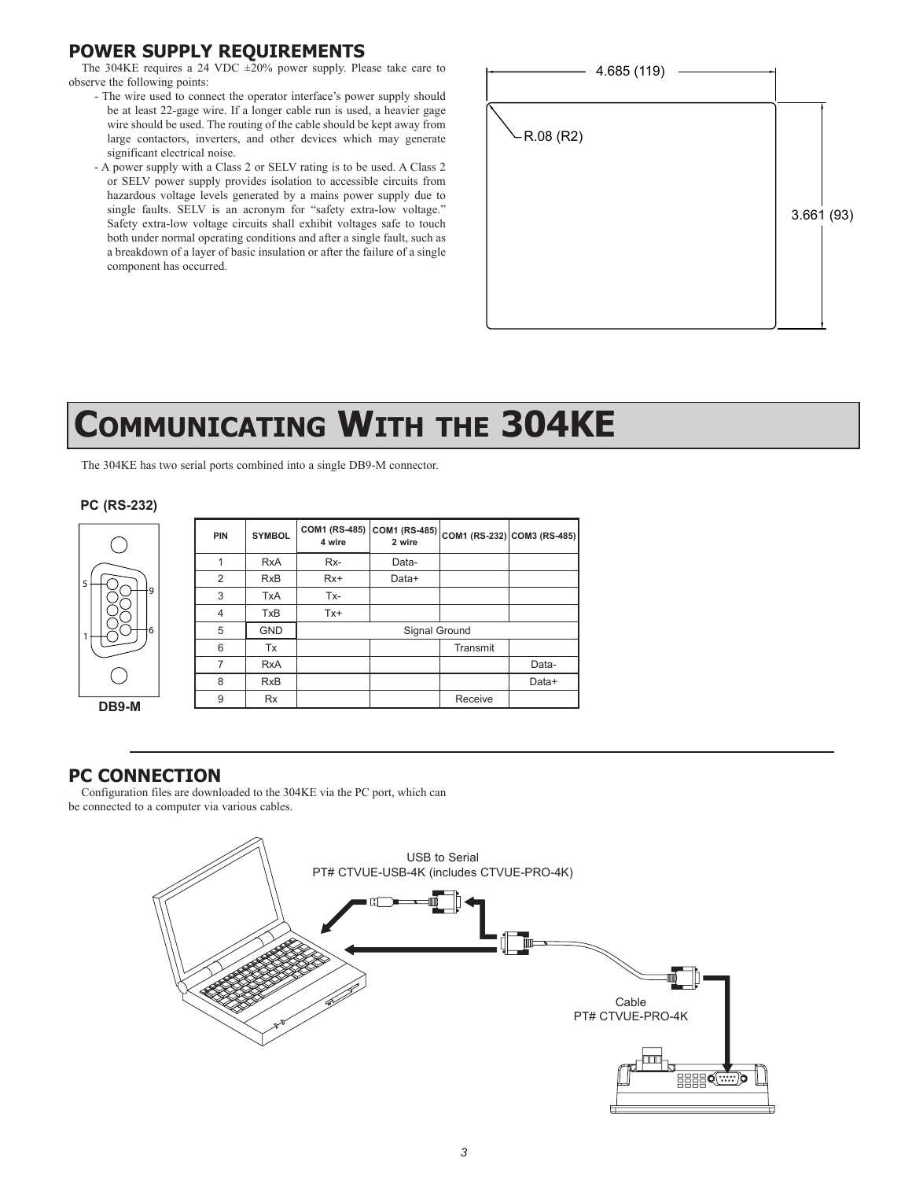## POWER SUPPLY REQUIREMENTS

The 304KE requires a 24 VDC ±20% power supply. Please take care to observe the following points:

- The wire used to connect the operator interface's power supply should be at least 22-gage wire. If a longer cable run is used, a heavier gage wire should be used. The routing of the cable should be kept away from large contactors, inverters, and other devices which may generate significant electrical noise.
- A power supply with a Class 2 or SELV rating is to be used. A Class 2 or SELV power supply provides isolation to accessible circuits from hazardous voltage levels generated by a mains power supply due to single faults. SELV is an acronym for "safety extra-low voltage." Safety extra-low voltage circuits shall exhibit voltages safe to touch both under normal operating conditions and after a single fault, such as a breakdown of a layer of basic insulation or after the failure of a single component has occurred.

4.685 (119)

R.08 (R2)

3.661 (93)

# COMMUNICATING WITH THE 304KE

The 304KE has two serial ports combined into a single DB9-M connector.

**PC (RS-232)**

**DB9-M**

| PIN | SYMBOL | COM1 (RS-485) 4 wire | COM1 (RS-485) 2 wire | COM1 (RS-232) | COM3 (RS-485) |
|---|---|---|---|---|---|
| 1 | RxA | Rx- | Data- | | |
| 2 | RxB | Rx+ | Data+ | | |
| 3 | TxA | Tx- | | | |
| 4 | TxB | Tx+ | | | |
| 5 | GND | Signal Ground | | | |
| 6 | Tx | | | Transmit | |
| 7 | RxA | | | | Data- |
| 8 | RxB | | | | Data+ |
| 9 | Rx | | | Receive | |

## PC CONNECTION

Configuration files are downloaded to the 304KE via the PC port, which can be connected to a computer via various cables.

USB to Serial
PT# CTVUE-USB-4K (includes CTVUE-PRO-4K)

Cable
PT# CTVUE-PRO-4K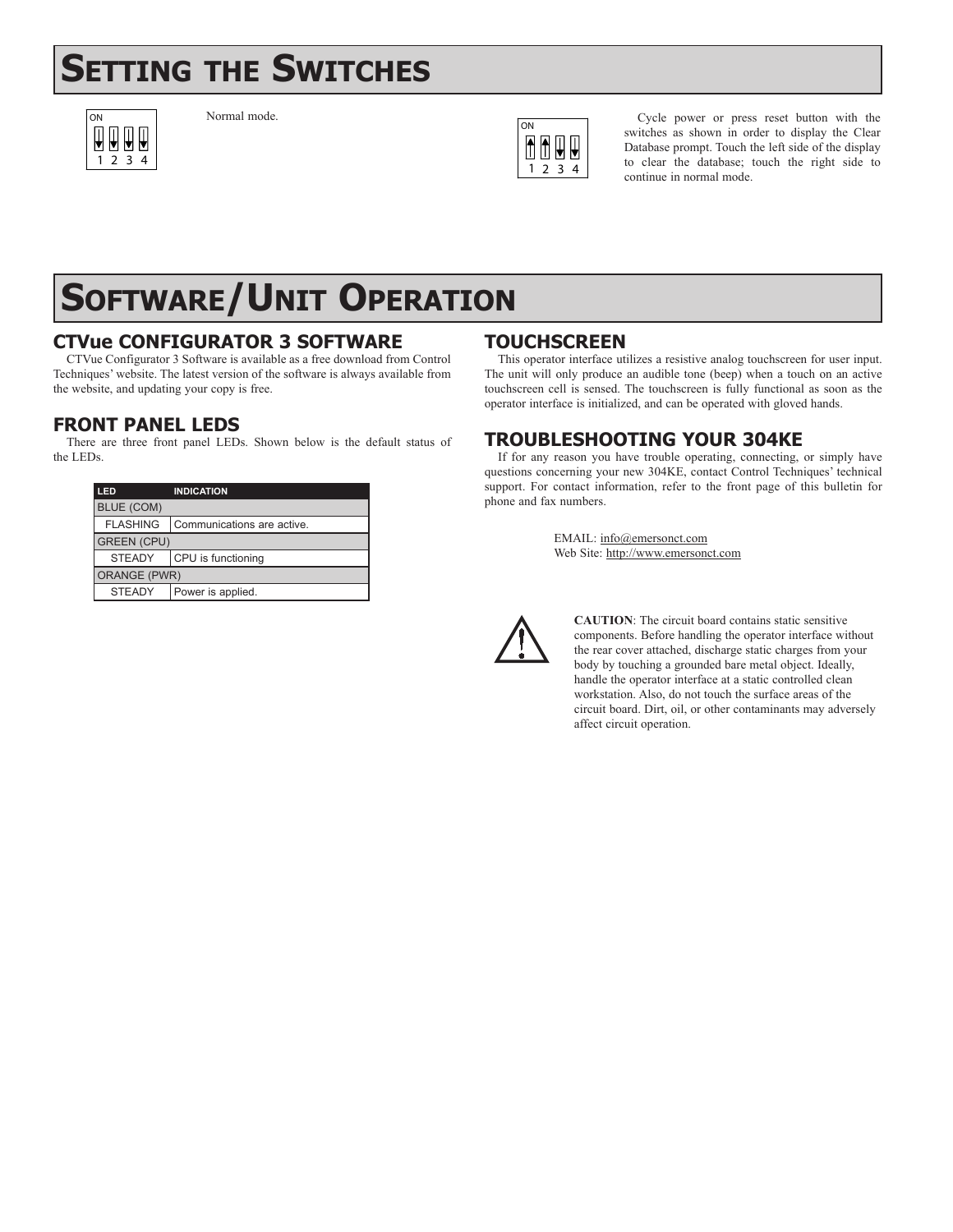# Setting the Switches

ON
1 2 3 4

Normal mode.

ON
1 2 3 4

Cycle power or press reset button with the switches as shown in order to display the Clear Database prompt. Touch the left side of the display to clear the database; touch the right side to continue in normal mode.

# Software/Unit Operation

## CTVue CONFIGURATOR 3 SOFTWARE

CTVue Configurator 3 Software is available as a free download from Control Techniques' website. The latest version of the software is always available from the website, and updating your copy is free.

## FRONT PANEL LEDS

There are three front panel LEDs. Shown below is the default status of the LEDs.

| LED | INDICATION |
|---|---|
| BLUE (COM) | |
| FLASHING | Communications are active. |
| GREEN (CPU) | |
| STEADY | CPU is functioning |
| ORANGE (PWR) | |
| STEADY | Power is applied. |

## TOUCHSCREEN

This operator interface utilizes a resistive analog touchscreen for user input. The unit will only produce an audible tone (beep) when a touch on an active touchscreen cell is sensed. The touchscreen is fully functional as soon as the operator interface is initialized, and can be operated with gloved hands.

## TROUBLESHOOTING YOUR 304KE

If for any reason you have trouble operating, connecting, or simply have questions concerning your new 304KE, contact Control Techniques' technical support. For contact information, refer to the front page of this bulletin for phone and fax numbers.

EMAIL: info@emersonct.com
Web Site: http://www.emersonct.com

**CAUTION**: The circuit board contains static sensitive components. Before handling the operator interface without the rear cover attached, discharge static charges from your body by touching a grounded bare metal object. Ideally, handle the operator interface at a static controlled clean workstation. Also, do not touch the surface areas of the circuit board. Dirt, oil, or other contaminants may adversely affect circuit operation.